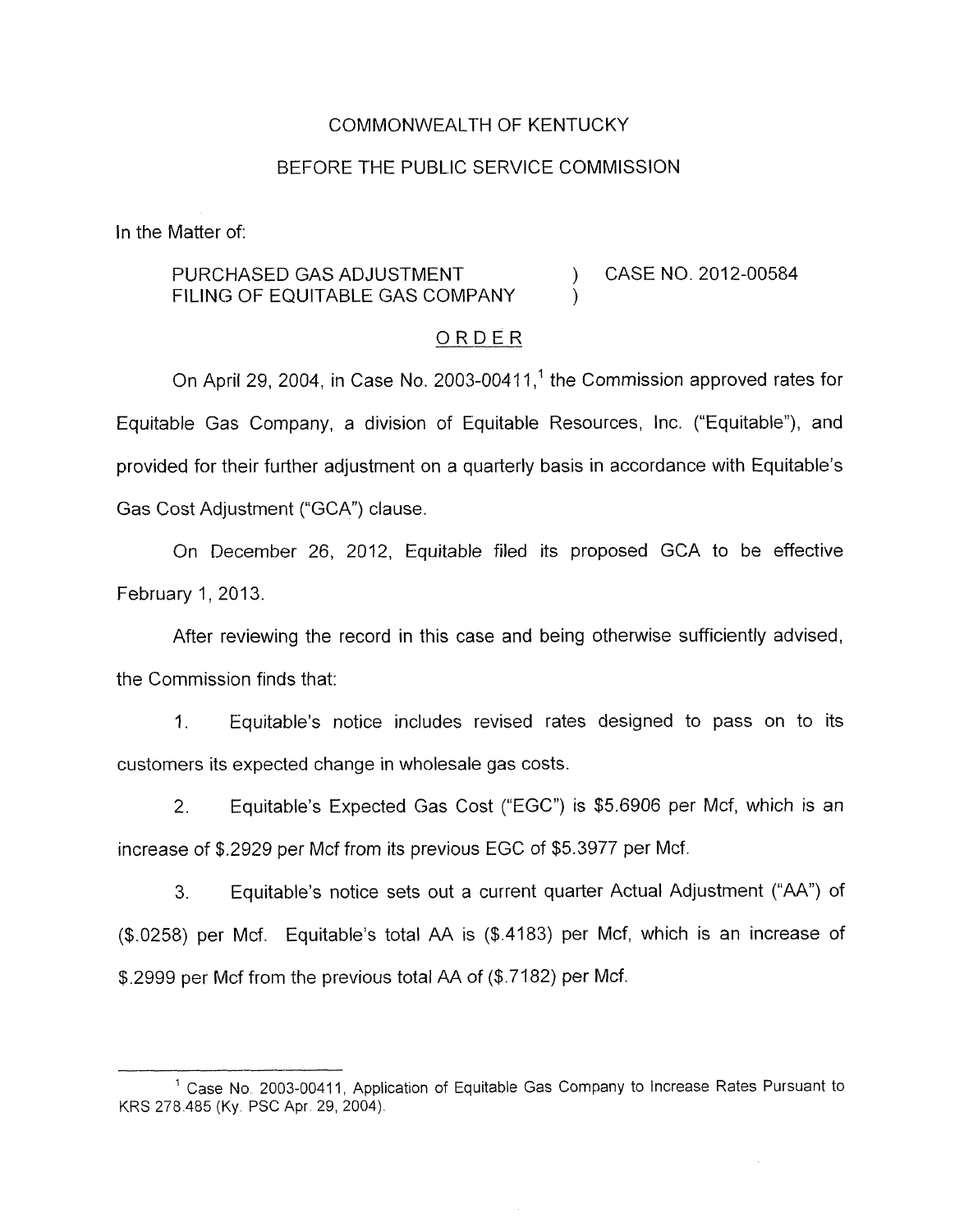COMMONWEALTH OF KENTUCKY

BEFORE THE PUBLIC SERVICE COMMISSION

In the Matter of:

PURCHASED GAS ADJUSTMENT FILING OF EQUITABLE GAS COMPANY ) CASE NO. 2012-00584

## ORDER

On April 29, 2004, in Case No. 2003-00411,[1] the Commission approved rates for Equitable Gas Company, a division of Equitable Resources, Inc. ("Equitable"), and provided for their further adjustment on a quarterly basis in accordance with Equitable's Gas Cost Adjustment ("GCA") clause.

On December 26, 2012, Equitable filed its proposed GCA to be effective February 1, 2013.

After reviewing the record in this case and being otherwise sufficiently advised, the Commission finds that:

1. Equitable's notice includes revised rates designed to pass on to its customers its expected change in wholesale gas costs.

2. Equitable's Expected Gas Cost ("EGC") is $5.6906 per Mcf, which is an increase of $.2929 per Mcf from its previous EGC of $5.3977 per Mcf.

3. Equitable's notice sets out a current quarter Actual Adjustment ("AA") of ($.0258) per Mcf. Equitable's total AA is ($.4183) per Mcf, which is an increase of $.2999 per Mcf from the previous total AA of ($.7182) per Mcf.

---

[1] Case No. 2003-00411, Application of Equitable Gas Company to Increase Rates Pursuant to KRS 278.485 (Ky. PSC Apr. 29, 2004).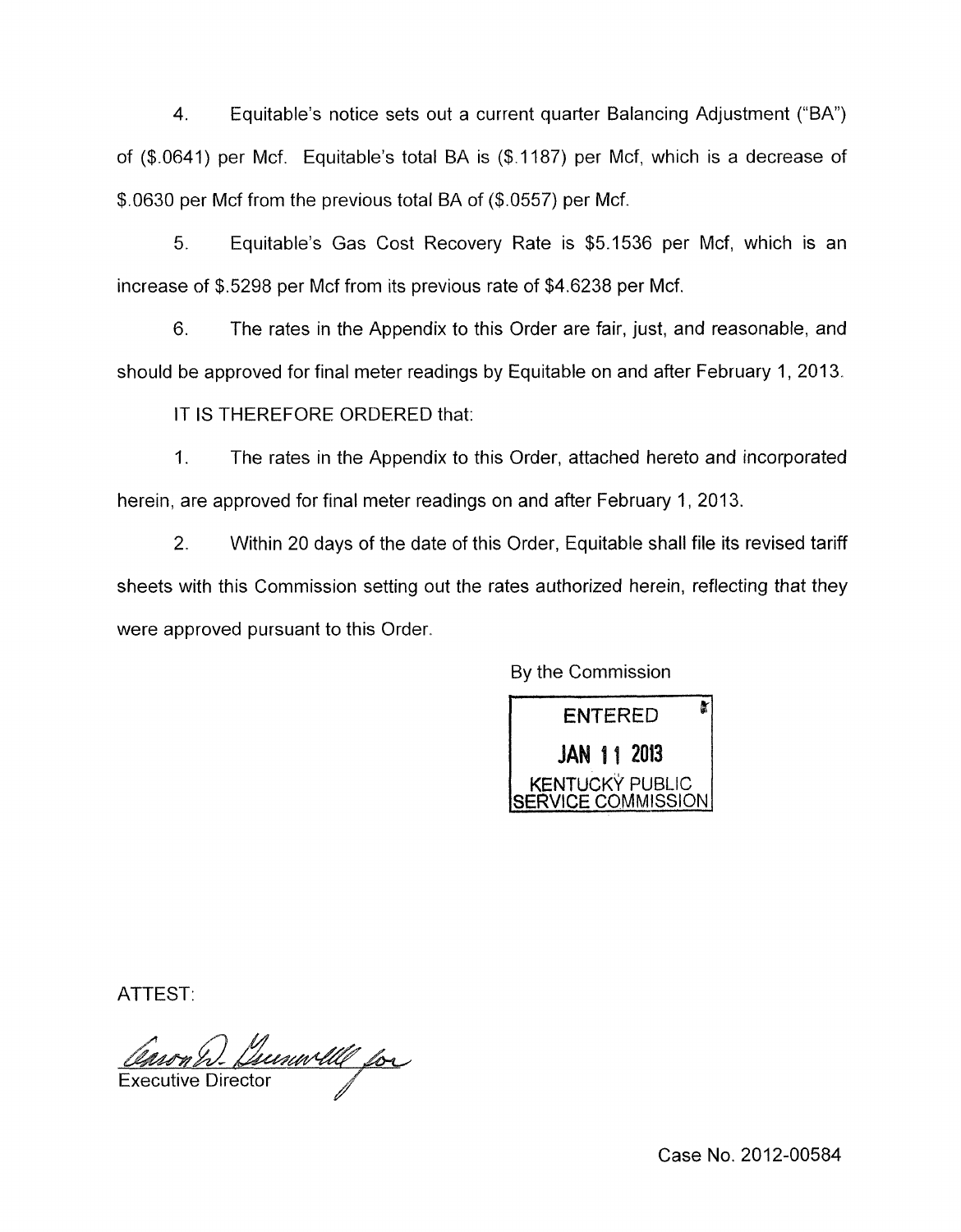4. Equitable's notice sets out a current quarter Balancing Adjustment ("BA") of ($.0641) per Mcf. Equitable's total BA is ($.1187) per Mcf, which is a decrease of $.0630 per Mcf from the previous total BA of ($.0557) per Mcf.

5. Equitable's Gas Cost Recovery Rate is $5.1536 per Mcf, which is an increase of $.5298 per Mcf from its previous rate of $4.6238 per Mcf.

6. The rates in the Appendix to this Order are fair, just, and reasonable, and should be approved for final meter readings by Equitable on and after February 1, 2013.

IT IS THEREFORE ORDERED that:

1. The rates in the Appendix to this Order, attached hereto and incorporated herein, are approved for final meter readings on and after February 1, 2013.

2. Within 20 days of the date of this Order, Equitable shall file its revised tariff sheets with this Commission setting out the rates authorized herein, reflecting that they were approved pursuant to this Order.

By the Commission

ENTERED
JAN 11 2013
KENTUCKY PUBLIC
SERVICE COMMISSION

ATTEST:

Executive Director

Case No. 2012-00584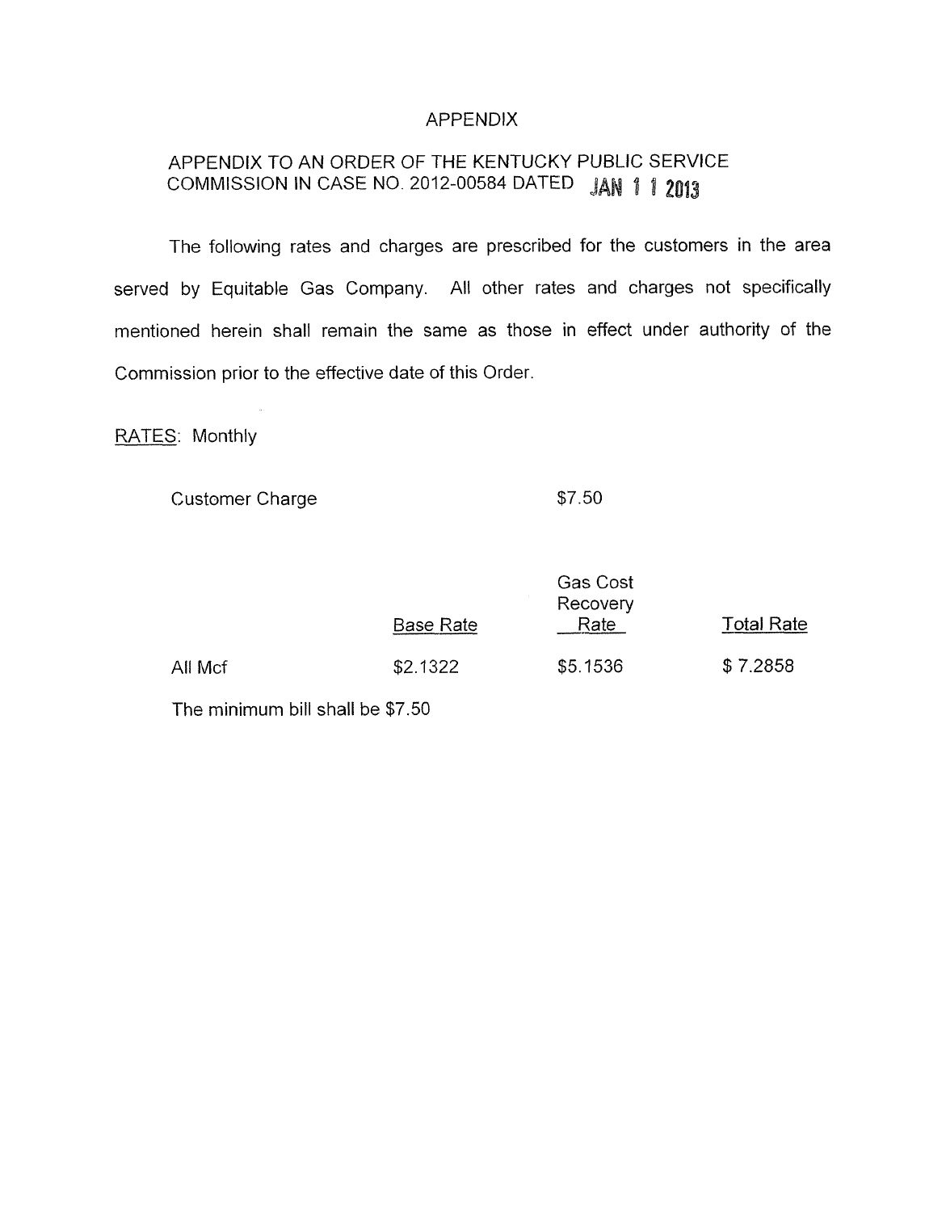# APPENDIX

## APPENDIX TO AN ORDER OF THE KENTUCKY PUBLIC SERVICE COMMISSION IN CASE NO. 2012-00584 DATED JAN 11 2013

The following rates and charges are prescribed for the customers in the area served by Equitable Gas Company. All other rates and charges not specifically mentioned herein shall remain the same as those in effect under authority of the Commission prior to the effective date of this Order.

RATES: Monthly

Customer Charge $7.50

| | Base Rate | Gas Cost Recovery Rate | Total Rate |
|---|---|---|---|
| All Mcf | $2.1322 | $5.1536 | $ 7.2858 |

The minimum bill shall be $7.50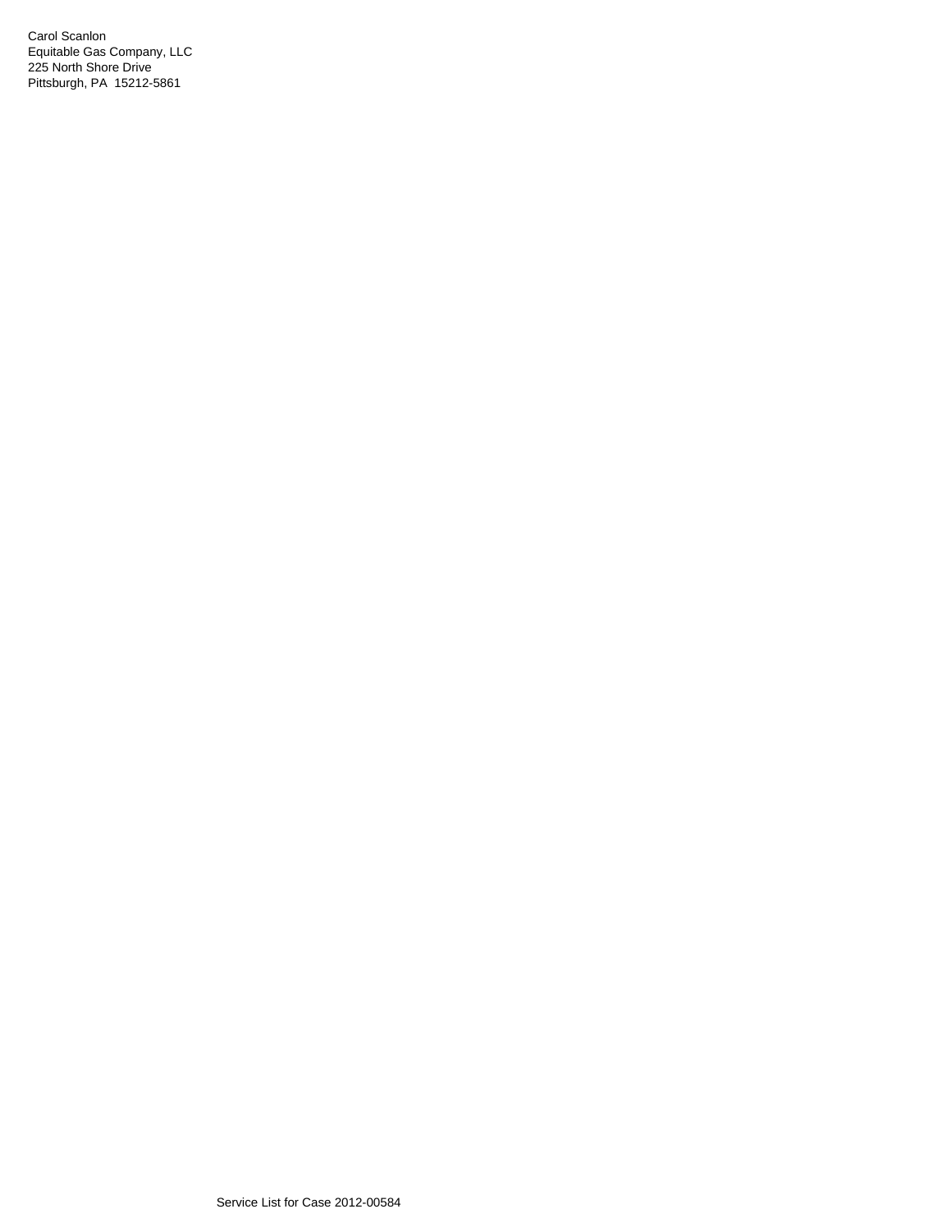Carol Scanlon
Equitable Gas Company, LLC
225 North Shore Drive
Pittsburgh, PA  15212-5861